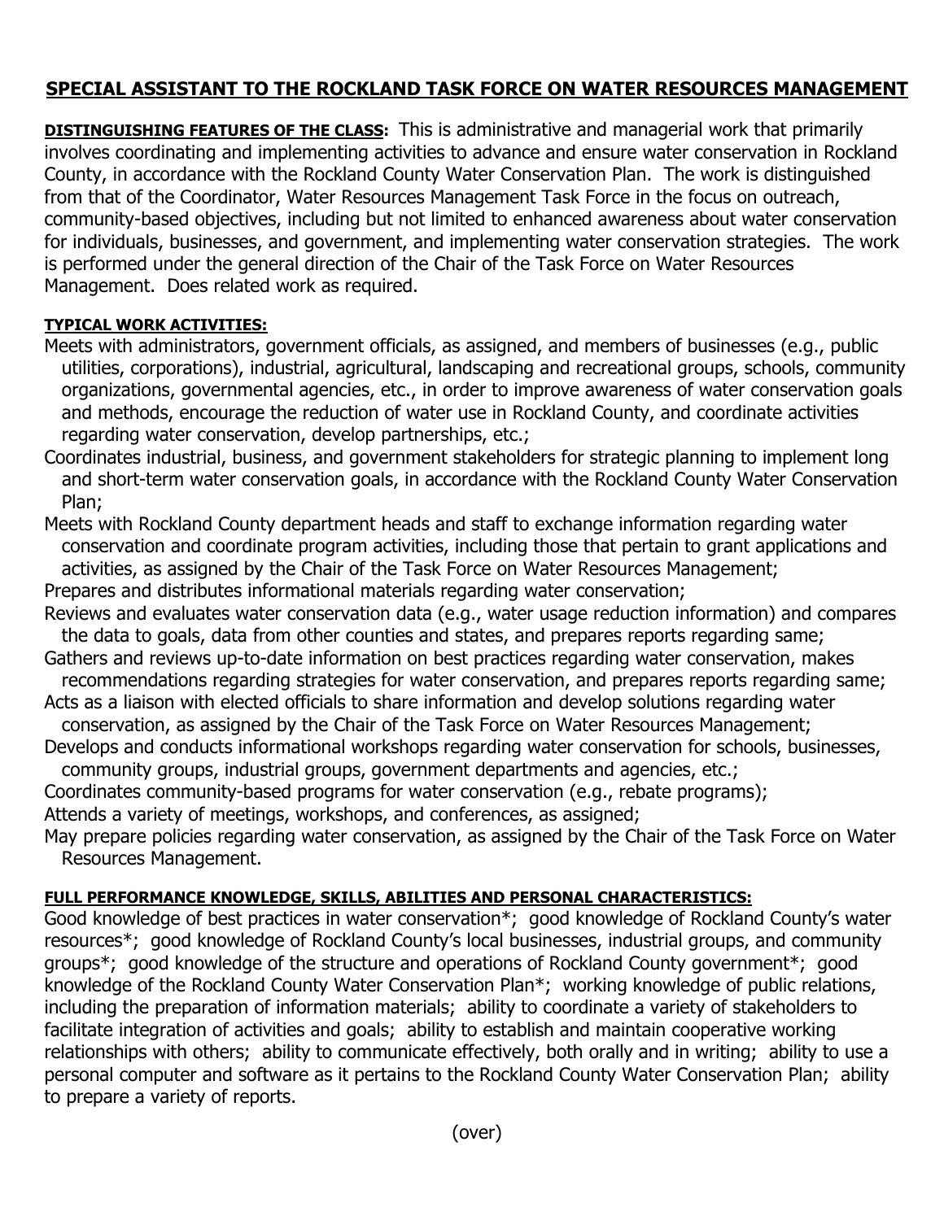# SPECIAL ASSISTANT TO THE ROCKLAND TASK FORCE ON WATER RESOURCES MANAGEMENT

**DISTINGUISHING FEATURES OF THE CLASS:** This is administrative and managerial work that primarily involves coordinating and implementing activities to advance and ensure water conservation in Rockland County, in accordance with the Rockland County Water Conservation Plan. The work is distinguished from that of the Coordinator, Water Resources Management Task Force in the focus on outreach, community-based objectives, including but not limited to enhanced awareness about water conservation for individuals, businesses, and government, and implementing water conservation strategies. The work is performed under the general direction of the Chair of the Task Force on Water Resources Management. Does related work as required.

**TYPICAL WORK ACTIVITIES:**

Meets with administrators, government officials, as assigned, and members of businesses (e.g., public utilities, corporations), industrial, agricultural, landscaping and recreational groups, schools, community organizations, governmental agencies, etc., in order to improve awareness of water conservation goals and methods, encourage the reduction of water use in Rockland County, and coordinate activities regarding water conservation, develop partnerships, etc.;

Coordinates industrial, business, and government stakeholders for strategic planning to implement long and short-term water conservation goals, in accordance with the Rockland County Water Conservation Plan;

Meets with Rockland County department heads and staff to exchange information regarding water conservation and coordinate program activities, including those that pertain to grant applications and activities, as assigned by the Chair of the Task Force on Water Resources Management;

Prepares and distributes informational materials regarding water conservation;

Reviews and evaluates water conservation data (e.g., water usage reduction information) and compares the data to goals, data from other counties and states, and prepares reports regarding same;

Gathers and reviews up-to-date information on best practices regarding water conservation, makes recommendations regarding strategies for water conservation, and prepares reports regarding same;

Acts as a liaison with elected officials to share information and develop solutions regarding water conservation, as assigned by the Chair of the Task Force on Water Resources Management;

Develops and conducts informational workshops regarding water conservation for schools, businesses, community groups, industrial groups, government departments and agencies, etc.;

Coordinates community-based programs for water conservation (e.g., rebate programs);

Attends a variety of meetings, workshops, and conferences, as assigned;

May prepare policies regarding water conservation, as assigned by the Chair of the Task Force on Water Resources Management.

**FULL PERFORMANCE KNOWLEDGE, SKILLS, ABILITIES AND PERSONAL CHARACTERISTICS:**

Good knowledge of best practices in water conservation*; good knowledge of Rockland County's water resources*; good knowledge of Rockland County's local businesses, industrial groups, and community groups*; good knowledge of the structure and operations of Rockland County government*; good knowledge of the Rockland County Water Conservation Plan*; working knowledge of public relations, including the preparation of information materials; ability to coordinate a variety of stakeholders to facilitate integration of activities and goals; ability to establish and maintain cooperative working relationships with others; ability to communicate effectively, both orally and in writing; ability to use a personal computer and software as it pertains to the Rockland County Water Conservation Plan; ability to prepare a variety of reports.

(over)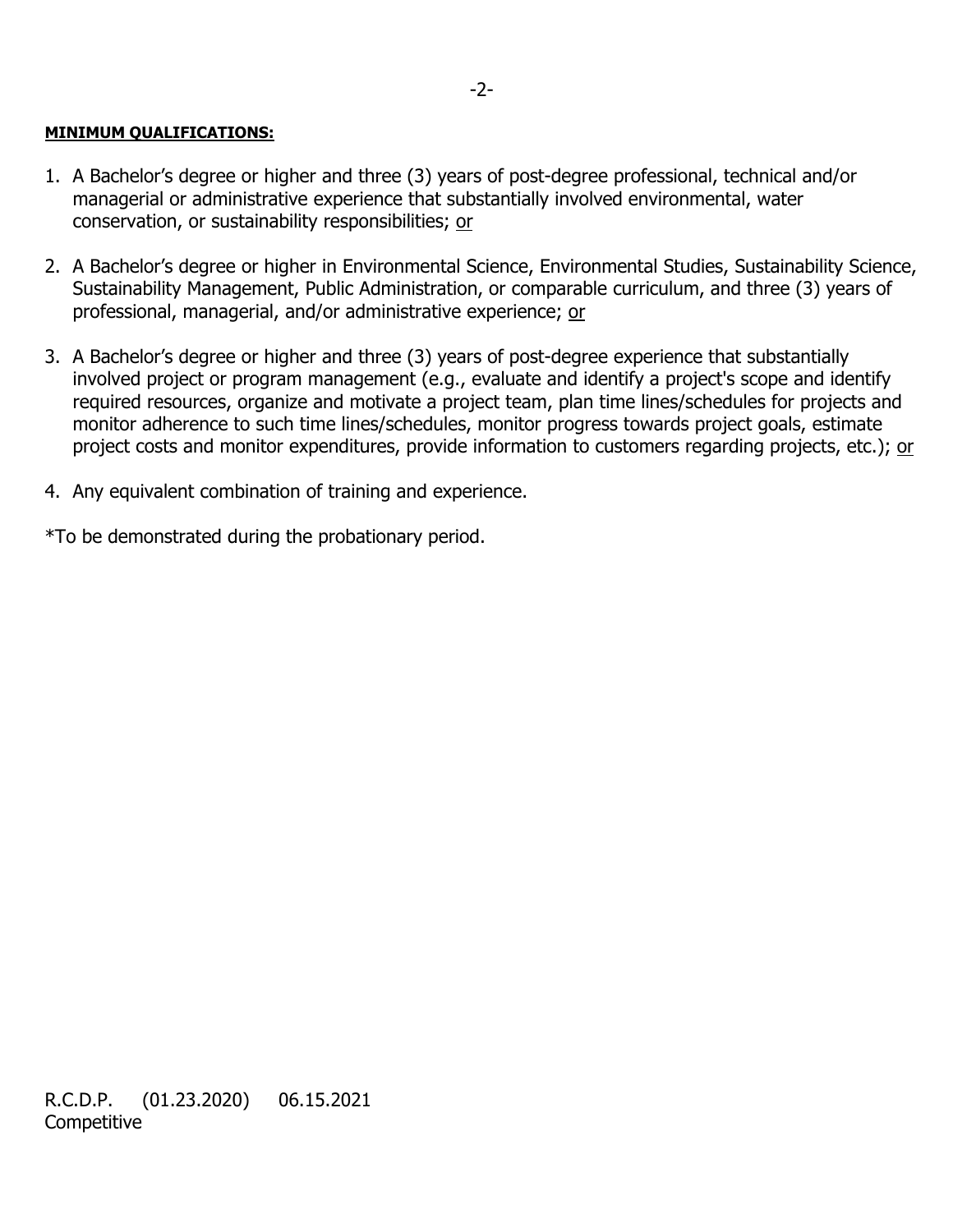**MINIMUM QUALIFICATIONS:**

1. A Bachelor's degree or higher and three (3) years of post-degree professional, technical and/or managerial or administrative experience that substantially involved environmental, water conservation, or sustainability responsibilities; <u>or</u>

2. A Bachelor's degree or higher in Environmental Science, Environmental Studies, Sustainability Science, Sustainability Management, Public Administration, or comparable curriculum, and three (3) years of professional, managerial, and/or administrative experience; <u>or</u>

3. A Bachelor's degree or higher and three (3) years of post-degree experience that substantially involved project or program management (e.g., evaluate and identify a project's scope and identify required resources, organize and motivate a project team, plan time lines/schedules for projects and monitor adherence to such time lines/schedules, monitor progress towards project goals, estimate project costs and monitor expenditures, provide information to customers regarding projects, etc.); <u>or</u>

4. Any equivalent combination of training and experience.

*To be demonstrated during the probationary period.

R.C.D.P. (01.23.2020) 06.15.2021
Competitive